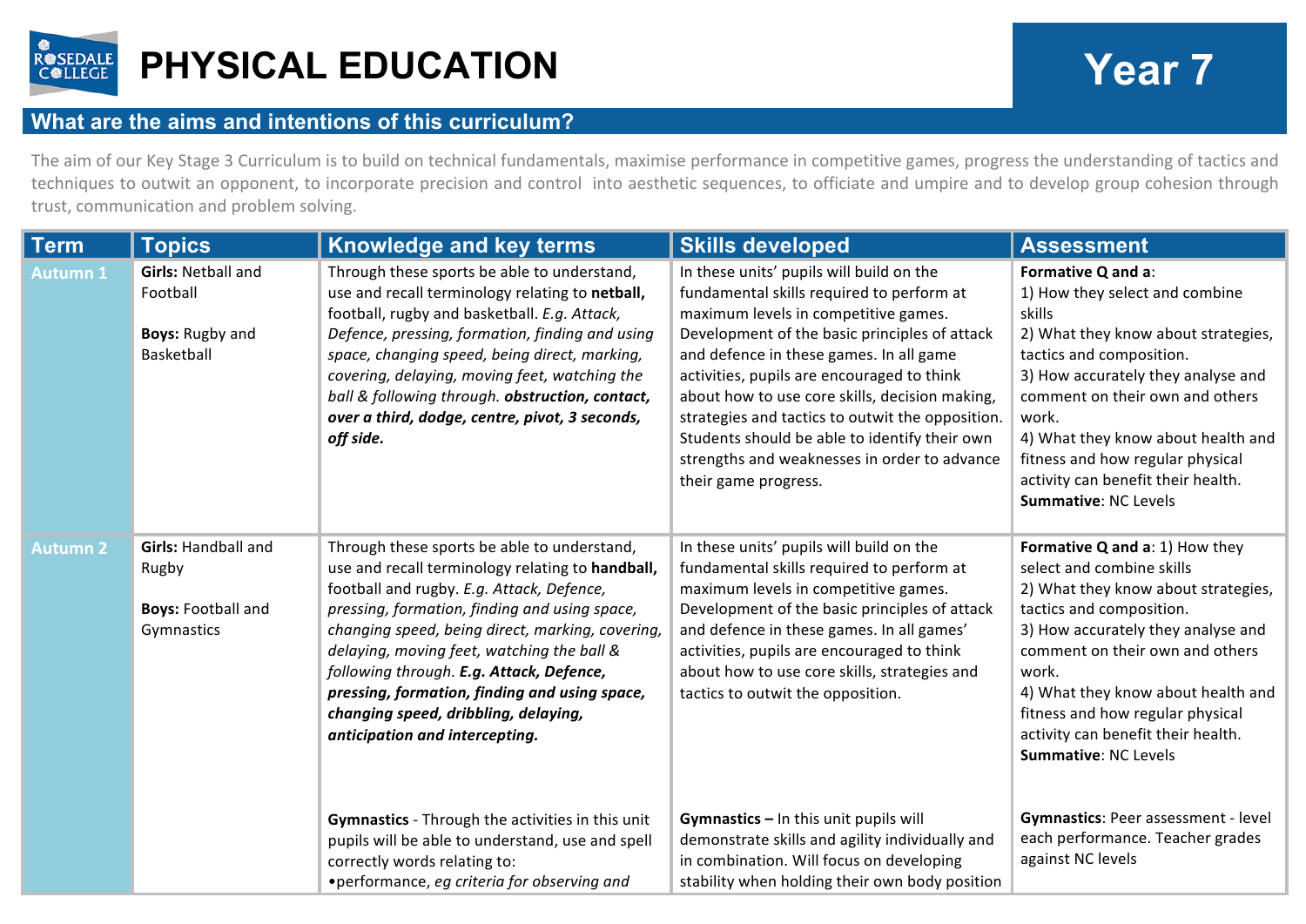# PHYSICAL EDUCATION

# Year 7

## What are the aims and intentions of this curriculum?

The aim of our Key Stage 3 Curriculum is to build on technical fundamentals, maximise performance in competitive games, progress the understanding of tactics and techniques to outwit an opponent, to incorporate precision and control into aesthetic sequences, to officiate and umpire and to develop group cohesion through trust, communication and problem solving.

| Term | Topics | Knowledge and key terms | Skills developed | Assessment |
|---|---|---|---|---|
| Autumn 1 | **Girls:** Netball and Football<br><br>**Boys:** Rugby and Basketball | Through these sports be able to understand, use and recall terminology relating to **netball,** football, rugby and basketball. *E.g. Attack, Defence, pressing, formation, finding and using space, changing speed, being direct, marking, covering, delaying, moving feet, watching the ball & following through.* ***obstruction, contact, over a third, dodge, centre, pivot, 3 seconds, off side.*** | In these units' pupils will build on the fundamental skills required to perform at maximum levels in competitive games. Development of the basic principles of attack and defence in these games. In all game activities, pupils are encouraged to think about how to use core skills, decision making, strategies and tactics to outwit the opposition. Students should be able to identify their own strengths and weaknesses in order to advance their game progress. | **Formative Q and a**:<br>1) How they select and combine skills<br>2) What they know about strategies, tactics and composition.<br>3) How accurately they analyse and comment on their own and others work.<br>4) What they know about health and fitness and how regular physical activity can benefit their health.<br>**Summative**: NC Levels |
| Autumn 2 | **Girls:** Handball and Rugby<br><br>**Boys:** Football and Gymnastics | Through these sports be able to understand, use and recall terminology relating to **handball,** football and rugby. *E.g. Attack, Defence, pressing, formation, finding and using space, changing speed, being direct, marking, covering, delaying, moving feet, watching the ball & following through.* ***E.g. Attack, Defence, pressing, formation, finding and using space, changing speed, dribbling, delaying, anticipation and intercepting.***<br><br>**Gymnastics** - Through the activities in this unit pupils will be able to understand, use and spell correctly words relating to:<br>•performance, *eg criteria for observing and* | In these units' pupils will build on the fundamental skills required to perform at maximum levels in competitive games. Development of the basic principles of attack and defence in these games. In all games' activities, pupils are encouraged to think about how to use core skills, strategies and tactics to outwit the opposition.<br><br>**Gymnastics –** In this unit pupils will demonstrate skills and agility individually and in combination. Will focus on developing stability when holding their own body position | **Formative Q and a**: 1) How they select and combine skills<br>2) What they know about strategies, tactics and composition.<br>3) How accurately they analyse and comment on their own and others work.<br>4) What they know about health and fitness and how regular physical activity can benefit their health.<br>**Summative**: NC Levels<br><br>**Gymnastics**: Peer assessment - level each performance. Teacher grades against NC levels |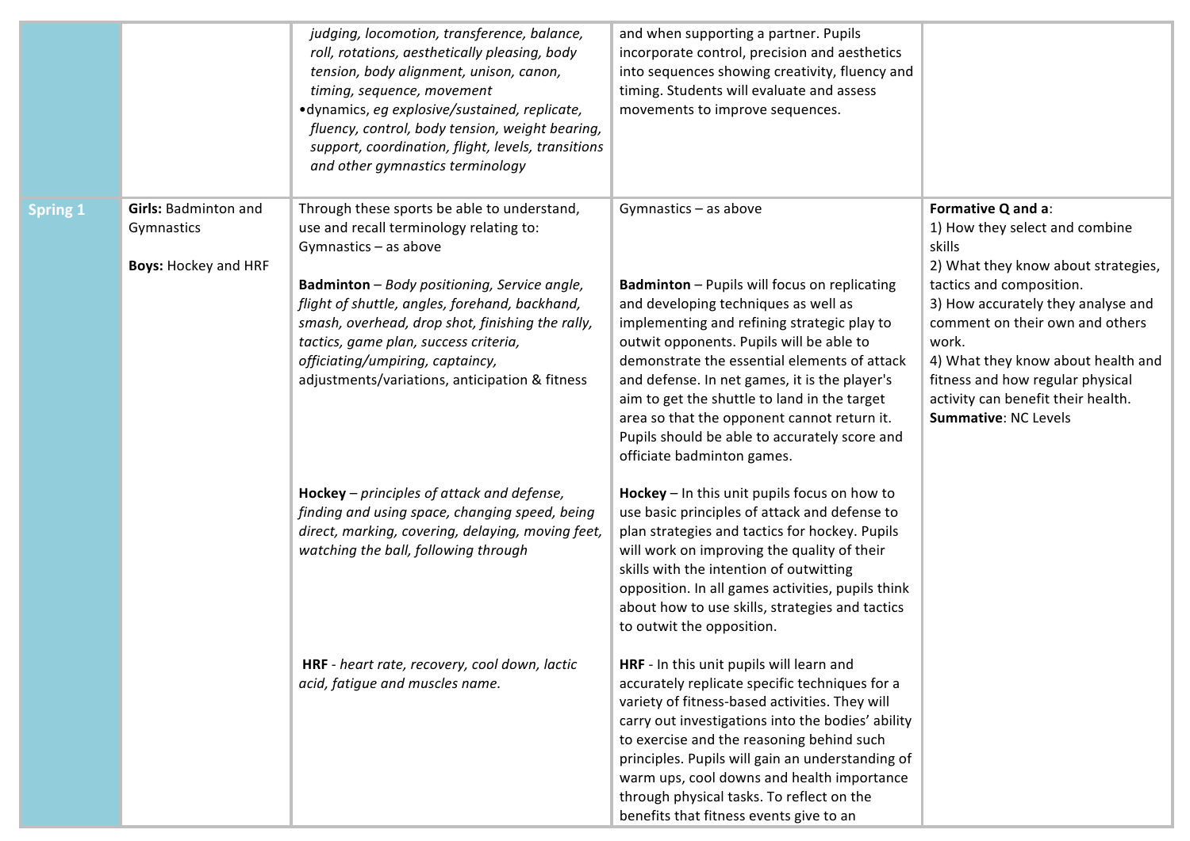| | | | | |
|---|---|---|---|---|
| | | *judging, locomotion, transference, balance, roll, rotations, aesthetically pleasing, body tension, body alignment, unison, canon, timing, sequence, movement*<br>•dynamics, *eg explosive/sustained, replicate, fluency, control, body tension, weight bearing, support, coordination, flight, levels, transitions and other gymnastics terminology* | and when supporting a partner. Pupils incorporate control, precision and aesthetics into sequences showing creativity, fluency and timing. Students will evaluate and assess movements to improve sequences. | |
| **Spring 1** | **Girls:** Badminton and Gymnastics<br><br>**Boys:** Hockey and HRF | Through these sports be able to understand, use and recall terminology relating to:<br>Gymnastics – as above<br><br>**Badminton** – *Body positioning, Service angle, flight of shuttle, angles, forehand, backhand, smash, overhead, drop shot, finishing the rally, tactics, game plan, success criteria, officiating/umpiring, captaincy,* adjustments/variations, anticipation & fitness<br><br>**Hockey** – *principles of attack and defense, finding and using space, changing speed, being direct, marking, covering, delaying, moving feet, watching the ball, following through*<br><br>**HRF** - *heart rate, recovery, cool down, lactic acid, fatigue and muscles name.* | Gymnastics – as above<br><br>**Badminton** – Pupils will focus on replicating and developing techniques as well as implementing and refining strategic play to outwit opponents. Pupils will be able to demonstrate the essential elements of attack and defense. In net games, it is the player's aim to get the shuttle to land in the target area so that the opponent cannot return it. Pupils should be able to accurately score and officiate badminton games.<br><br>**Hockey** – In this unit pupils focus on how to use basic principles of attack and defense to plan strategies and tactics for hockey. Pupils will work on improving the quality of their skills with the intention of outwitting opposition. In all games activities, pupils think about how to use skills, strategies and tactics to outwit the opposition.<br><br>**HRF** - In this unit pupils will learn and accurately replicate specific techniques for a variety of fitness-based activities. They will carry out investigations into the bodies' ability to exercise and the reasoning behind such principles. Pupils will gain an understanding of warm ups, cool downs and health importance through physical tasks. To reflect on the benefits that fitness events give to an | **Formative Q and a**:<br>1) How they select and combine skills<br>2) What they know about strategies, tactics and composition.<br>3) How accurately they analyse and comment on their own and others work.<br>4) What they know about health and fitness and how regular physical activity can benefit their health.<br>**Summative**: NC Levels |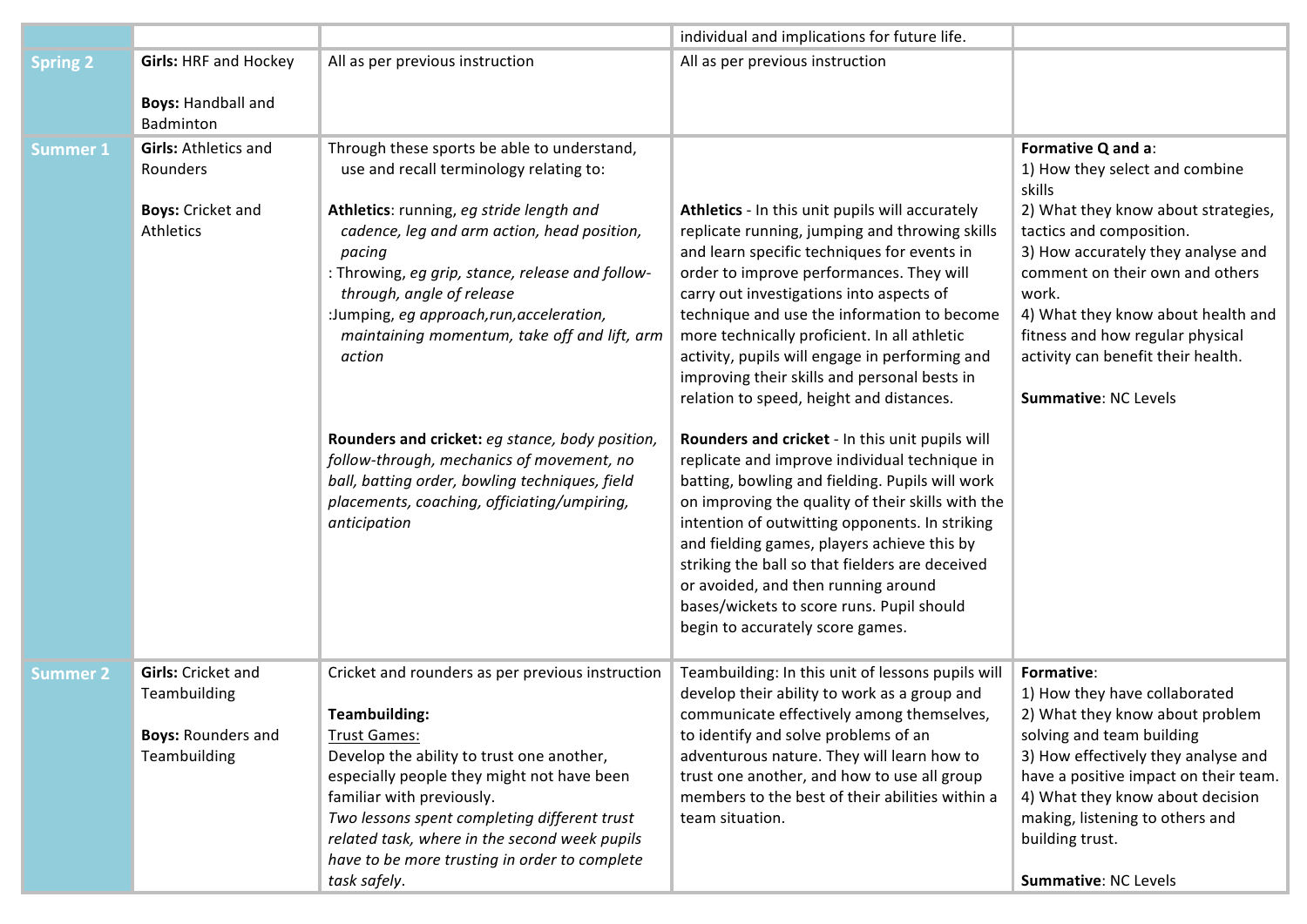| | | | | |
|---|---|---|---|---|
| | | | individual and implications for future life. | |
| **Spring 2** | **Girls:** HRF and Hockey<br><br>**Boys:** Handball and Badminton | All as per previous instruction | All as per previous instruction | |
| **Summer 1** | **Girls:** Athletics and Rounders<br><br>**Boys:** Cricket and Athletics | Through these sports be able to understand, use and recall terminology relating to:<br><br>**Athletics**: running, *eg stride length and cadence, leg and arm action, head position, pacing*<br>: Throwing, *eg grip, stance, release and follow-through, angle of release*<br>:Jumping, *eg approach,run,acceleration, maintaining momentum, take off and lift, arm action*<br><br>**Rounders and cricket:** *eg stance, body position, follow-through, mechanics of movement, no ball, batting order, bowling techniques, field placements, coaching, officiating/umpiring, anticipation* | **Athletics** - In this unit pupils will accurately replicate running, jumping and throwing skills and learn specific techniques for events in order to improve performances. They will carry out investigations into aspects of technique and use the information to become more technically proficient. In all athletic activity, pupils will engage in performing and improving their skills and personal bests in relation to speed, height and distances.<br><br>**Rounders and cricket** - In this unit pupils will replicate and improve individual technique in batting, bowling and fielding. Pupils will work on improving the quality of their skills with the intention of outwitting opponents. In striking and fielding games, players achieve this by striking the ball so that fielders are deceived or avoided, and then running around bases/wickets to score runs. Pupil should begin to accurately score games. | **Formative Q and a**:<br>1) How they select and combine skills<br>2) What they know about strategies, tactics and composition.<br>3) How accurately they analyse and comment on their own and others work.<br>4) What they know about health and fitness and how regular physical activity can benefit their health.<br><br>**Summative**: NC Levels |
| **Summer 2** | **Girls:** Cricket and Teambuilding<br><br>**Boys:** Rounders and Teambuilding | Cricket and rounders as per previous instruction<br><br>**Teambuilding:**<br><u>Trust Games:</u><br>Develop the ability to trust one another, especially people they might not have been familiar with previously.<br>*Two lessons spent completing different trust related task, where in the second week pupils have to be more trusting in order to complete task safely.* | Teambuilding: In this unit of lessons pupils will develop their ability to work as a group and communicate effectively among themselves, to identify and solve problems of an adventurous nature. They will learn how to trust one another, and how to use all group members to the best of their abilities within a team situation. | **Formative**:<br>1) How they have collaborated<br>2) What they know about problem solving and team building<br>3) How effectively they analyse and have a positive impact on their team.<br>4) What they know about decision making, listening to others and building trust.<br><br>**Summative**: NC Levels |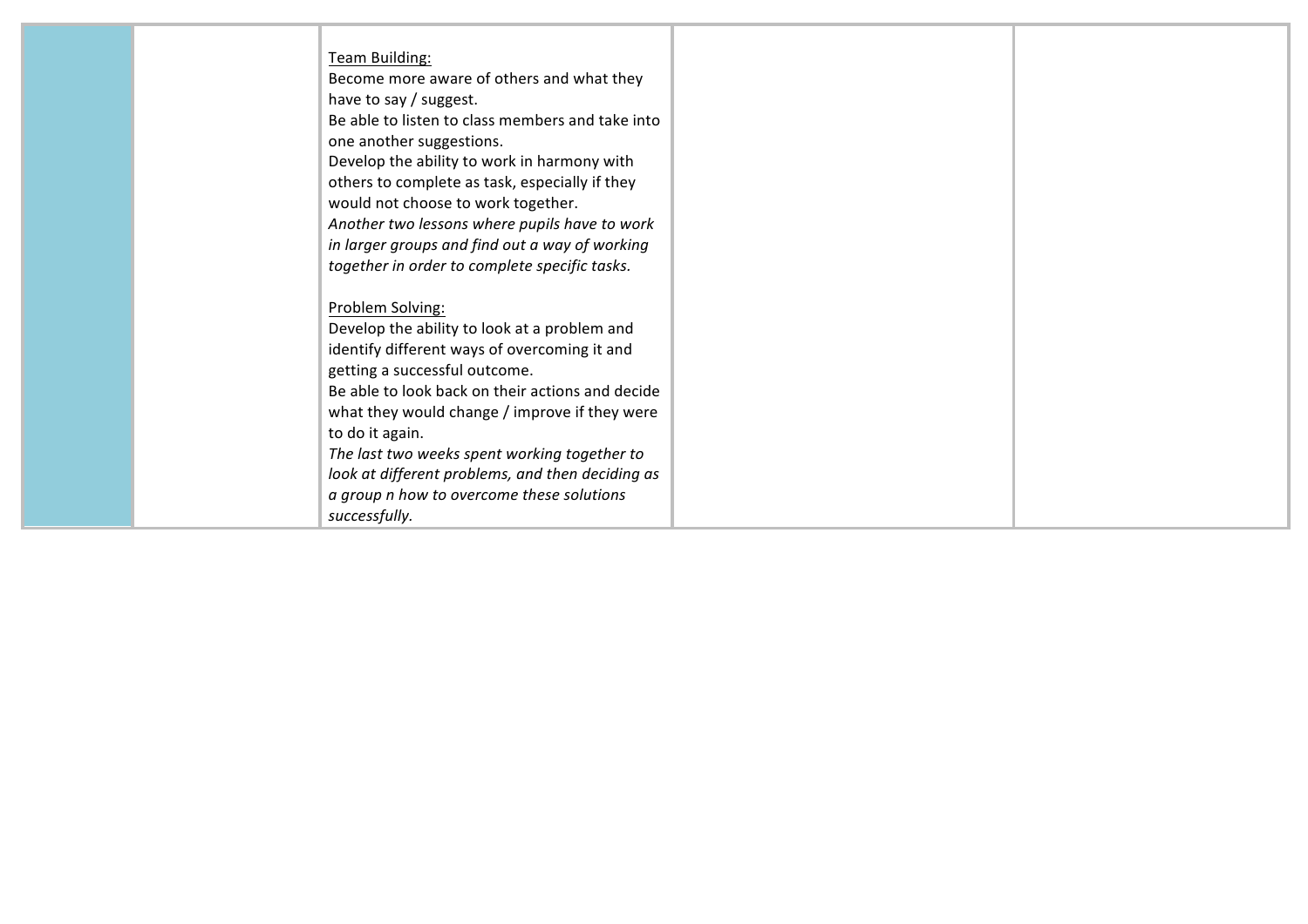| | | | | |
|---|---|---|---|---|
| | | <u>Team Building:</u><br>Become more aware of others and what they have to say / suggest.<br>Be able to listen to class members and take into one another suggestions.<br>Develop the ability to work in harmony with others to complete as task, especially if they would not choose to work together.<br>*Another two lessons where pupils have to work in larger groups and find out a way of working together in order to complete specific tasks.*<br><br><u>Problem Solving:</u><br>Develop the ability to look at a problem and identify different ways of overcoming it and getting a successful outcome.<br>Be able to look back on their actions and decide what they would change / improve if they were to do it again.<br>*The last two weeks spent working together to look at different problems, and then deciding as a group n how to overcome these solutions successfully.* | | |